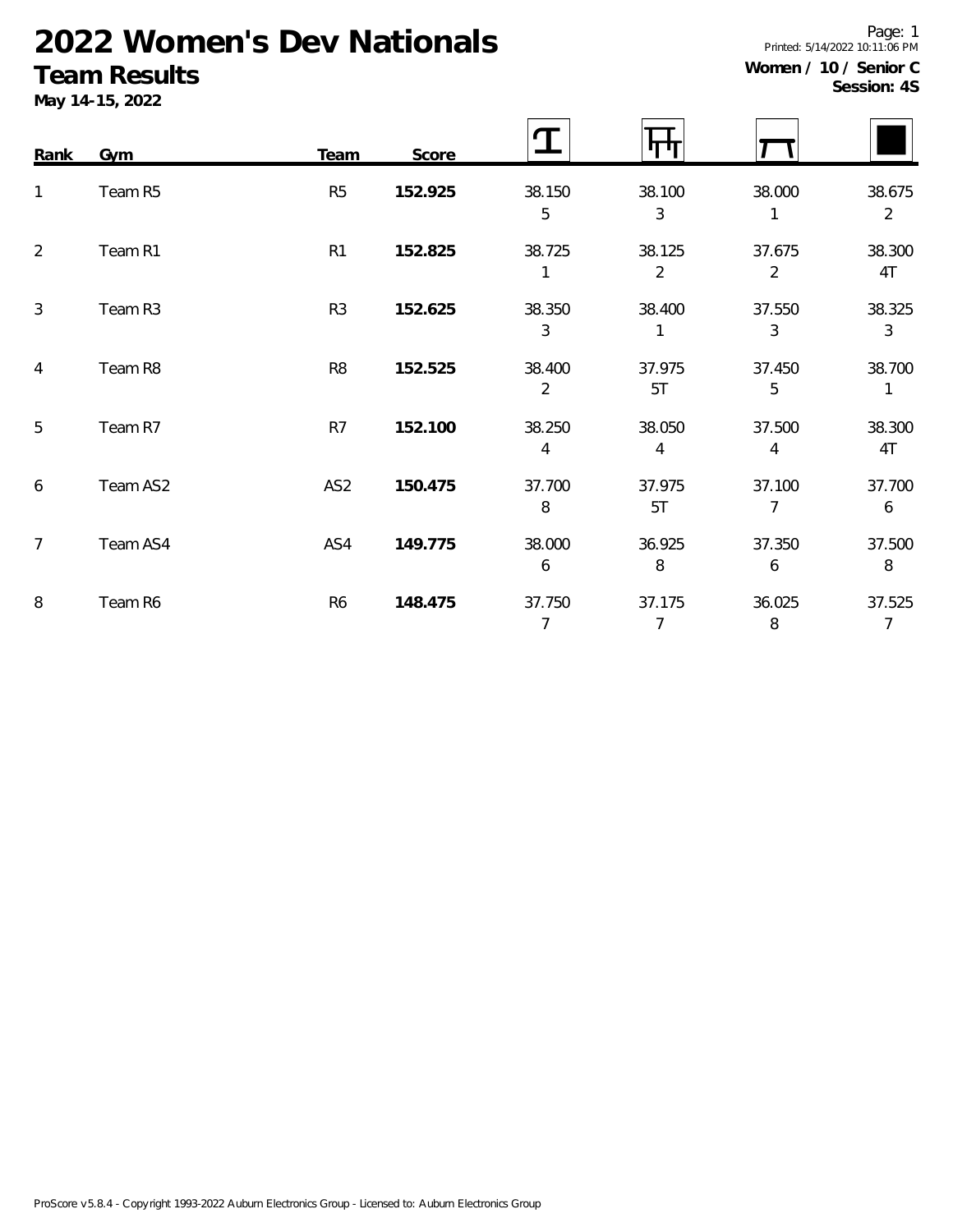# 2022 Women's Dev Nationals

## Team Results

**May 14-15, 2022**

**Women / 10 / Senior C**
**Session: 4S**

| Rank | Gym | Team | Score | Vault | Bars | Beam | Floor |
|---|---|---|---|---|---|---|---|
| 1 | Team R5 | R5 | **152.925** | 38.150<br>5 | 38.100<br>3 | 38.000<br>1 | 38.675<br>2 |
| 2 | Team R1 | R1 | **152.825** | 38.725<br>1 | 38.125<br>2 | 37.675<br>2 | 38.300<br>4T |
| 3 | Team R3 | R3 | **152.625** | 38.350<br>3 | 38.400<br>1 | 37.550<br>3 | 38.325<br>3 |
| 4 | Team R8 | R8 | **152.525** | 38.400<br>2 | 37.975<br>5T | 37.450<br>5 | 38.700<br>1 |
| 5 | Team R7 | R7 | **152.100** | 38.250<br>4 | 38.050<br>4 | 37.500<br>4 | 38.300<br>4T |
| 6 | Team AS2 | AS2 | **150.475** | 37.700<br>8 | 37.975<br>5T | 37.100<br>7 | 37.700<br>6 |
| 7 | Team AS4 | AS4 | **149.775** | 38.000<br>6 | 36.925<br>8 | 37.350<br>6 | 37.500<br>8 |
| 8 | Team R6 | R6 | **148.475** | 37.750<br>7 | 37.175<br>7 | 36.025<br>8 | 37.525<br>7 |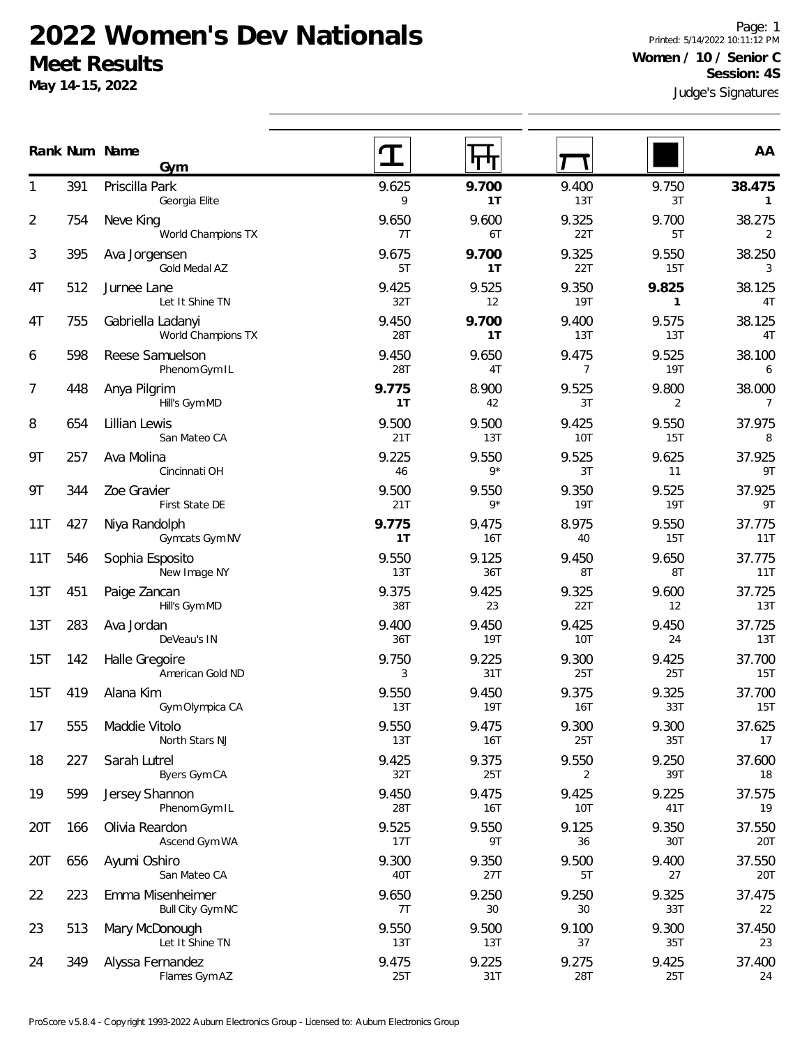# 2022 Women's Dev Nationals

## Meet Results

**May 14-15, 2022**

Printed: 5/14/2022 10:11:12 PM

**Women / 10 / Senior C**

**Session: 4S**

Judge's Signatures

| Rank | Num | Name / Gym | Vault | Bars | Beam | Floor | AA |
|---|---|---|---|---|---|---|---|
| 1 | 391 | Priscilla Park<br>Georgia Elite | 9.625<br>9 | **9.700**<br>**1T** | 9.400<br>13T | 9.750<br>3T | **38.475**<br>**1** |
| 2 | 754 | Neve King<br>World Champions TX | 9.650<br>7T | 9.600<br>6T | 9.325<br>22T | 9.700<br>5T | 38.275<br>2 |
| 3 | 395 | Ava Jorgensen<br>Gold Medal AZ | 9.675<br>5T | **9.700**<br>**1T** | 9.325<br>22T | 9.550<br>15T | 38.250<br>3 |
| 4T | 512 | Jurnee Lane<br>Let It Shine TN | 9.425<br>32T | 9.525<br>12 | 9.350<br>19T | **9.825**<br>**1** | 38.125<br>4T |
| 4T | 755 | Gabriella Ladanyi<br>World Champions TX | 9.450<br>28T | **9.700**<br>**1T** | 9.400<br>13T | 9.575<br>13T | 38.125<br>4T |
| 6 | 598 | Reese Samuelson<br>Phenom Gym IL | 9.450<br>28T | 9.650<br>4T | 9.475<br>7 | 9.525<br>19T | 38.100<br>6 |
| 7 | 448 | Anya Pilgrim<br>Hill's Gym MD | **9.775**<br>**1T** | 8.900<br>42 | 9.525<br>3T | 9.800<br>2 | 38.000<br>7 |
| 8 | 654 | Lillian Lewis<br>San Mateo CA | 9.500<br>21T | 9.500<br>13T | 9.425<br>10T | 9.550<br>15T | 37.975<br>8 |
| 9T | 257 | Ava Molina<br>Cincinnati OH | 9.225<br>46 | 9.550<br>9* | 9.525<br>3T | 9.625<br>11 | 37.925<br>9T |
| 9T | 344 | Zoe Gravier<br>First State DE | 9.500<br>21T | 9.550<br>9* | 9.350<br>19T | 9.525<br>19T | 37.925<br>9T |
| 11T | 427 | Niya Randolph<br>Gymcats Gym NV | **9.775**<br>**1T** | 9.475<br>16T | 8.975<br>40 | 9.550<br>15T | 37.775<br>11T |
| 11T | 546 | Sophia Esposito<br>New Image NY | 9.550<br>13T | 9.125<br>36T | 9.450<br>8T | 9.650<br>8T | 37.775<br>11T |
| 13T | 451 | Paige Zancan<br>Hill's Gym MD | 9.375<br>38T | 9.425<br>23 | 9.325<br>22T | 9.600<br>12 | 37.725<br>13T |
| 13T | 283 | Ava Jordan<br>DeVeau's IN | 9.400<br>36T | 9.450<br>19T | 9.425<br>10T | 9.450<br>24 | 37.725<br>13T |
| 15T | 142 | Halle Gregoire<br>American Gold ND | 9.750<br>3 | 9.225<br>31T | 9.300<br>25T | 9.425<br>25T | 37.700<br>15T |
| 15T | 419 | Alana Kim<br>Gym Olympica CA | 9.550<br>13T | 9.450<br>19T | 9.375<br>16T | 9.325<br>33T | 37.700<br>15T |
| 17 | 555 | Maddie Vitolo<br>North Stars NJ | 9.550<br>13T | 9.475<br>16T | 9.300<br>25T | 9.300<br>35T | 37.625<br>17 |
| 18 | 227 | Sarah Lutrel<br>Byers Gym CA | 9.425<br>32T | 9.375<br>25T | 9.550<br>2 | 9.250<br>39T | 37.600<br>18 |
| 19 | 599 | Jersey Shannon<br>Phenom Gym IL | 9.450<br>28T | 9.475<br>16T | 9.425<br>10T | 9.225<br>41T | 37.575<br>19 |
| 20T | 166 | Olivia Reardon<br>Ascend Gym WA | 9.525<br>17T | 9.550<br>9T | 9.125<br>36 | 9.350<br>30T | 37.550<br>20T |
| 20T | 656 | Ayumi Oshiro<br>San Mateo CA | 9.300<br>40T | 9.350<br>27T | 9.500<br>5T | 9.400<br>27 | 37.550<br>20T |
| 22 | 223 | Emma Misenheimer<br>Bull City Gym NC | 9.650<br>7T | 9.250<br>30 | 9.250<br>30 | 9.325<br>33T | 37.475<br>22 |
| 23 | 513 | Mary McDonough<br>Let It Shine TN | 9.550<br>13T | 9.500<br>13T | 9.100<br>37 | 9.300<br>35T | 37.450<br>23 |
| 24 | 349 | Alyssa Fernandez<br>Flames Gym AZ | 9.475<br>25T | 9.225<br>31T | 9.275<br>28T | 9.425<br>25T | 37.400<br>24 |

ProScore v5.8.4 - Copyright 1993-2022 Auburn Electronics Group - Licensed to: Auburn Electronics Group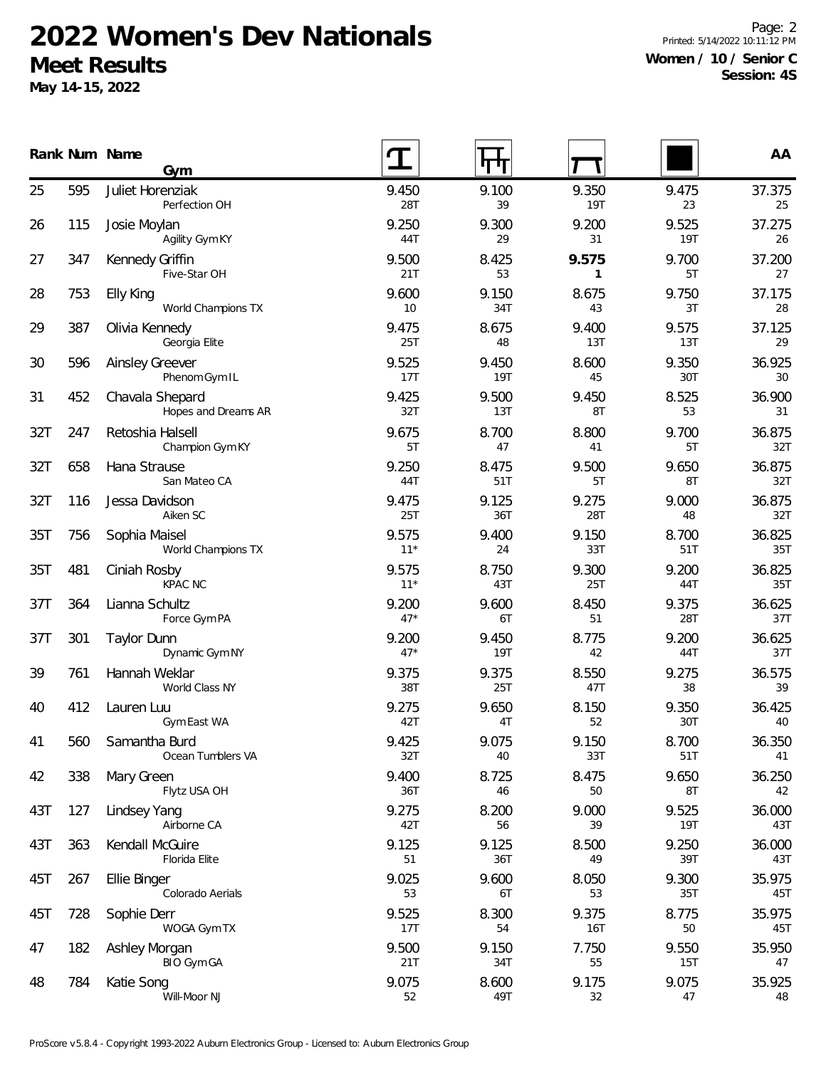# 2022 Women's Dev Nationals

**Meet Results**

**May 14-15, 2022**

**Women / 10 / Senior C**
**Session: 4S**

| Rank | Num | Name / Gym | Vault | Bars | Beam | Floor | AA |
|---|---|---|---|---|---|---|---|
| 25 | 595 | Juliet Horenziak<br>Perfection OH | 9.450<br>28T | 9.100<br>39 | 9.350<br>19T | 9.475<br>23 | 37.375<br>25 |
| 26 | 115 | Josie Moylan<br>Agility Gym KY | 9.250<br>44T | 9.300<br>29 | 9.200<br>31 | 9.525<br>19T | 37.275<br>26 |
| 27 | 347 | Kennedy Griffin<br>Five-Star OH | 9.500<br>21T | 8.425<br>53 | **9.575**<br>**1** | 9.700<br>5T | 37.200<br>27 |
| 28 | 753 | Elly King<br>World Champions TX | 9.600<br>10 | 9.150<br>34T | 8.675<br>43 | 9.750<br>3T | 37.175<br>28 |
| 29 | 387 | Olivia Kennedy<br>Georgia Elite | 9.475<br>25T | 8.675<br>48 | 9.400<br>13T | 9.575<br>13T | 37.125<br>29 |
| 30 | 596 | Ainsley Greever<br>Phenom Gym IL | 9.525<br>17T | 9.450<br>19T | 8.600<br>45 | 9.350<br>30T | 36.925<br>30 |
| 31 | 452 | Chavala Shepard<br>Hopes and Dreams AR | 9.425<br>32T | 9.500<br>13T | 9.450<br>8T | 8.525<br>53 | 36.900<br>31 |
| 32T | 247 | Retoshia Halsell<br>Champion Gym KY | 9.675<br>5T | 8.700<br>47 | 8.800<br>41 | 9.700<br>5T | 36.875<br>32T |
| 32T | 658 | Hana Strause<br>San Mateo CA | 9.250<br>44T | 8.475<br>51T | 9.500<br>5T | 9.650<br>8T | 36.875<br>32T |
| 32T | 116 | Jessa Davidson<br>Aiken SC | 9.475<br>25T | 9.125<br>36T | 9.275<br>28T | 9.000<br>48 | 36.875<br>32T |
| 35T | 756 | Sophia Maisel<br>World Champions TX | 9.575<br>11* | 9.400<br>24 | 9.150<br>33T | 8.700<br>51T | 36.825<br>35T |
| 35T | 481 | Ciniah Rosby<br>KPAC NC | 9.575<br>11* | 8.750<br>43T | 9.300<br>25T | 9.200<br>44T | 36.825<br>35T |
| 37T | 364 | Lianna Schultz<br>Force Gym PA | 9.200<br>47* | 9.600<br>6T | 8.450<br>51 | 9.375<br>28T | 36.625<br>37T |
| 37T | 301 | Taylor Dunn<br>Dynamic Gym NY | 9.200<br>47* | 9.450<br>19T | 8.775<br>42 | 9.200<br>44T | 36.625<br>37T |
| 39 | 761 | Hannah Weklar<br>World Class NY | 9.375<br>38T | 9.375<br>25T | 8.550<br>47T | 9.275<br>38 | 36.575<br>39 |
| 40 | 412 | Lauren Luu<br>Gym East WA | 9.275<br>42T | 9.650<br>4T | 8.150<br>52 | 9.350<br>30T | 36.425<br>40 |
| 41 | 560 | Samantha Burd<br>Ocean Tumblers VA | 9.425<br>32T | 9.075<br>40 | 9.150<br>33T | 8.700<br>51T | 36.350<br>41 |
| 42 | 338 | Mary Green<br>Flytz USA OH | 9.400<br>36T | 8.725<br>46 | 8.475<br>50 | 9.650<br>8T | 36.250<br>42 |
| 43T | 127 | Lindsey Yang<br>Airborne CA | 9.275<br>42T | 8.200<br>56 | 9.000<br>39 | 9.525<br>19T | 36.000<br>43T |
| 43T | 363 | Kendall McGuire<br>Florida Elite | 9.125<br>51 | 9.125<br>36T | 8.500<br>49 | 9.250<br>39T | 36.000<br>43T |
| 45T | 267 | Ellie Binger<br>Colorado Aerials | 9.025<br>53 | 9.600<br>6T | 8.050<br>53 | 9.300<br>35T | 35.975<br>45T |
| 45T | 728 | Sophie Derr<br>WOGA Gym TX | 9.525<br>17T | 8.300<br>54 | 9.375<br>16T | 8.775<br>50 | 35.975<br>45T |
| 47 | 182 | Ashley Morgan<br>BIO Gym GA | 9.500<br>21T | 9.150<br>34T | 7.750<br>55 | 9.550<br>15T | 35.950<br>47 |
| 48 | 784 | Katie Song<br>Will-Moor NJ | 9.075<br>52 | 8.600<br>49T | 9.175<br>32 | 9.075<br>47 | 35.925<br>48 |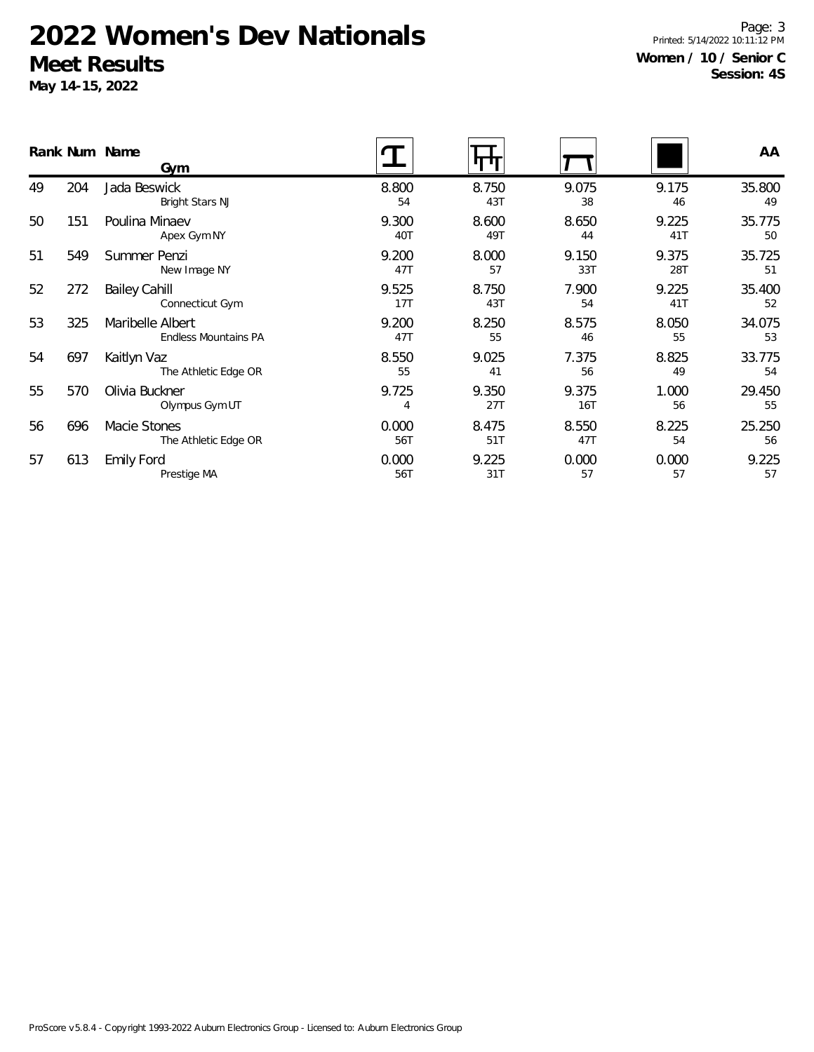# 2022 Women's Dev Nationals

## Meet Results

**May 14-15, 2022**

**Women / 10 / Senior C**
**Session: 4S**

| Rank | Num | Name / Gym | Vault | Bars | Beam | Floor | AA |
|---|---|---|---|---|---|---|---|
| 49 | 204 | Jada Beswick<br>Bright Stars NJ | 8.800<br>54 | 8.750<br>43T | 9.075<br>38 | 9.175<br>46 | 35.800<br>49 |
| 50 | 151 | Poulina Minaev<br>Apex Gym NY | 9.300<br>40T | 8.600<br>49T | 8.650<br>44 | 9.225<br>41T | 35.775<br>50 |
| 51 | 549 | Summer Penzi<br>New Image NY | 9.200<br>47T | 8.000<br>57 | 9.150<br>33T | 9.375<br>28T | 35.725<br>51 |
| 52 | 272 | Bailey Cahill<br>Connecticut Gym | 9.525<br>17T | 8.750<br>43T | 7.900<br>54 | 9.225<br>41T | 35.400<br>52 |
| 53 | 325 | Maribelle Albert<br>Endless Mountains PA | 9.200<br>47T | 8.250<br>55 | 8.575<br>46 | 8.050<br>55 | 34.075<br>53 |
| 54 | 697 | Kaitlyn Vaz<br>The Athletic Edge OR | 8.550<br>55 | 9.025<br>41 | 7.375<br>56 | 8.825<br>49 | 33.775<br>54 |
| 55 | 570 | Olivia Buckner<br>Olympus Gym UT | 9.725<br>4 | 9.350<br>27T | 9.375<br>16T | 1.000<br>56 | 29.450<br>55 |
| 56 | 696 | Macie Stones<br>The Athletic Edge OR | 0.000<br>56T | 8.475<br>51T | 8.550<br>47T | 8.225<br>54 | 25.250<br>56 |
| 57 | 613 | Emily Ford<br>Prestige MA | 0.000<br>56T | 9.225<br>31T | 0.000<br>57 | 0.000<br>57 | 9.225<br>57 |